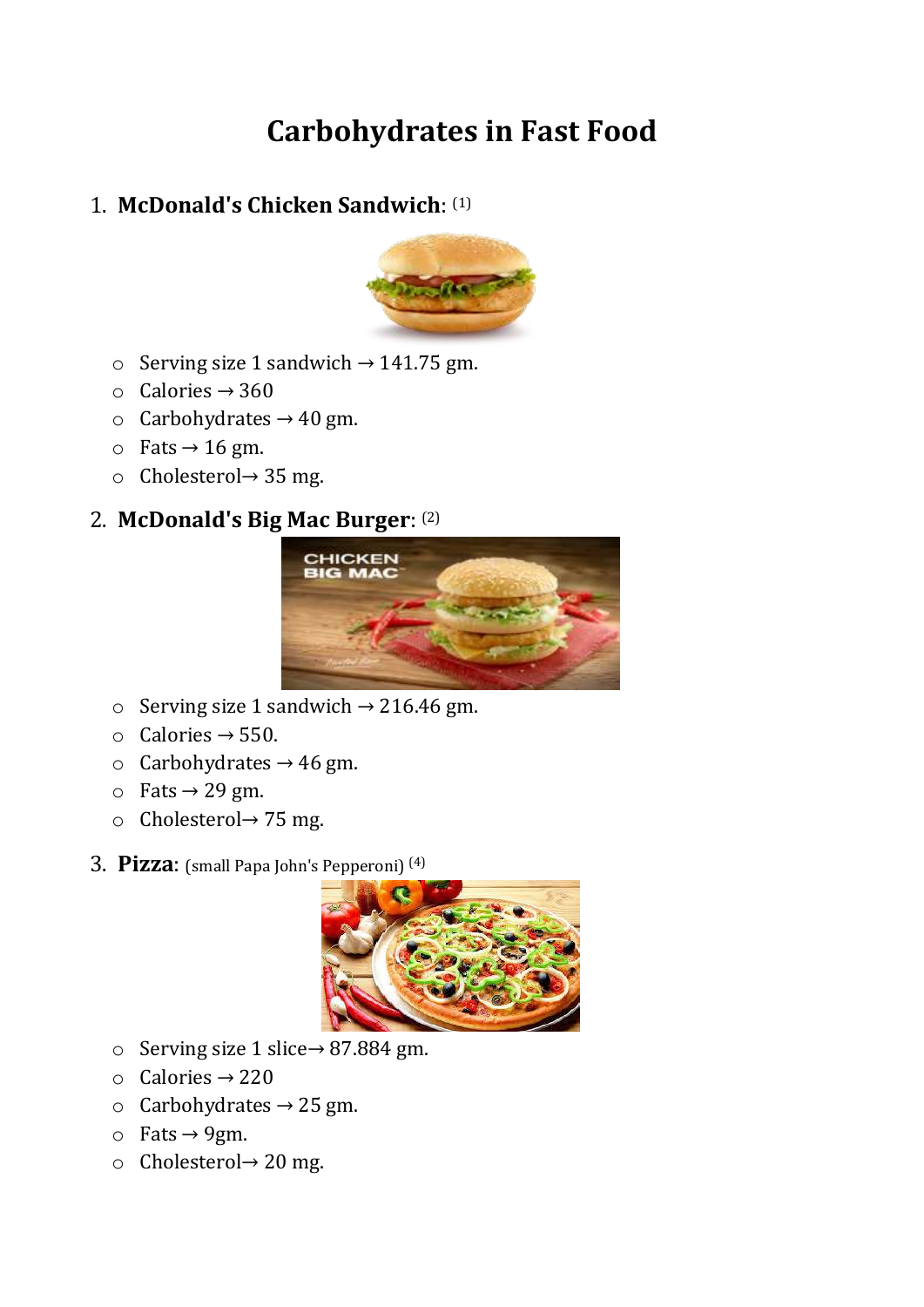# Carbohydrates in Fast Food

1. **McDonald's Chicken Sandwich**: [1]
   - Serving size 1 sandwich → 141.75 gm.
   - Calories → 360
   - Carbohydrates → 40 gm.
   - Fats → 16 gm.
   - Cholesterol→ 35 mg.

2. **McDonald's Big Mac Burger**: [2]
   - Serving size 1 sandwich → 216.46 gm.
   - Calories → 550.
   - Carbohydrates → 46 gm.
   - Fats → 29 gm.
   - Cholesterol→ 75 mg.

3. **Pizza**: (small Papa John's Pepperoni) [4]
   - Serving size 1 slice→ 87.884 gm.
   - Calories → 220
   - Carbohydrates → 25 gm.
   - Fats → 9gm.
   - Cholesterol→ 20 mg.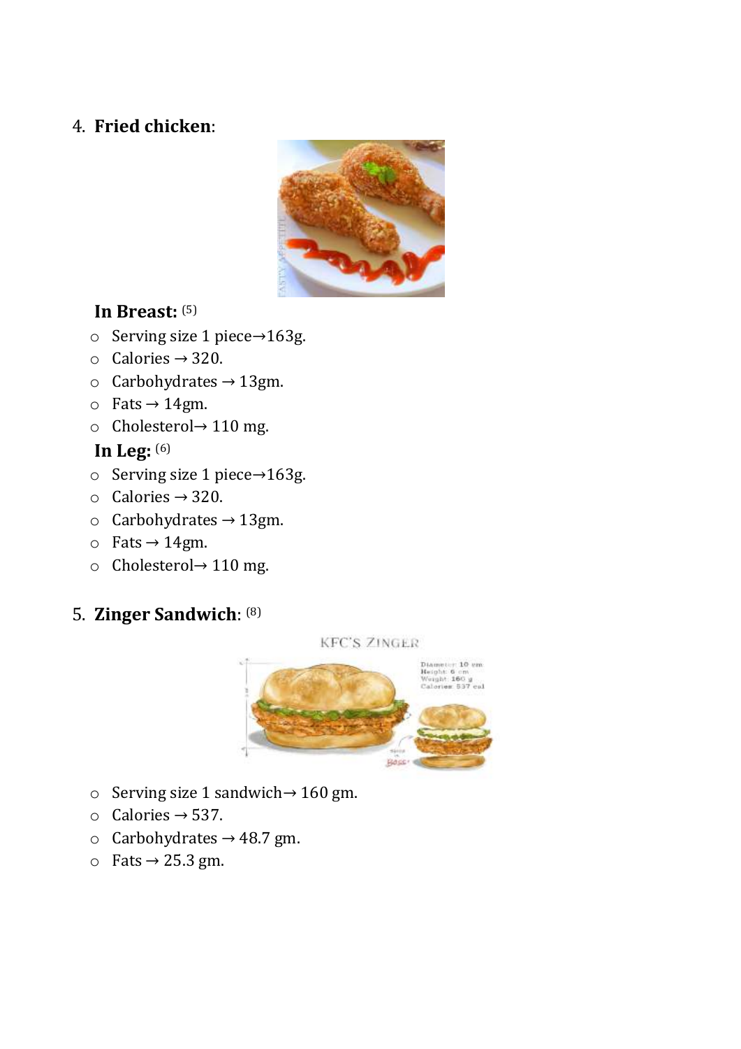4. **Fried chicken**:

**In Breast:** [5]

- Serving size 1 piece→163g.
- Calories → 320.
- Carbohydrates → 13gm.
- Fats → 14gm.
- Cholesterol→ 110 mg.

**In Leg:** [6]

- Serving size 1 piece→163g.
- Calories → 320.
- Carbohydrates → 13gm.
- Fats → 14gm.
- Cholesterol→ 110 mg.

5. **Zinger Sandwich**: [8]

- Serving size 1 sandwich→ 160 gm.
- Calories → 537.
- Carbohydrates → 48.7 gm.
- Fats → 25.3 gm.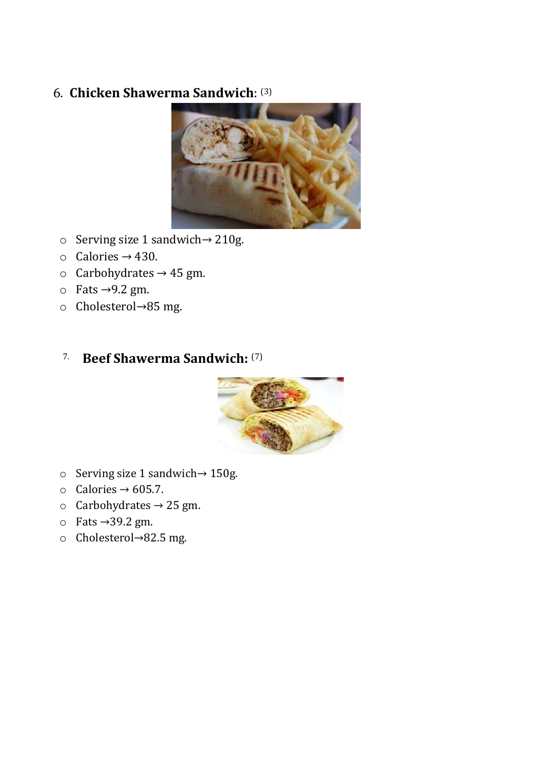6. **Chicken Shawerma Sandwich**: [3]

- Serving size 1 sandwich→ 210g.
- Calories → 430.
- Carbohydrates → 45 gm.
- Fats →9.2 gm.
- Cholesterol→85 mg.

7. **Beef Shawerma Sandwich:** [7]

- Serving size 1 sandwich→ 150g.
- Calories → 605.7.
- Carbohydrates → 25 gm.
- Fats →39.2 gm.
- Cholesterol→82.5 mg.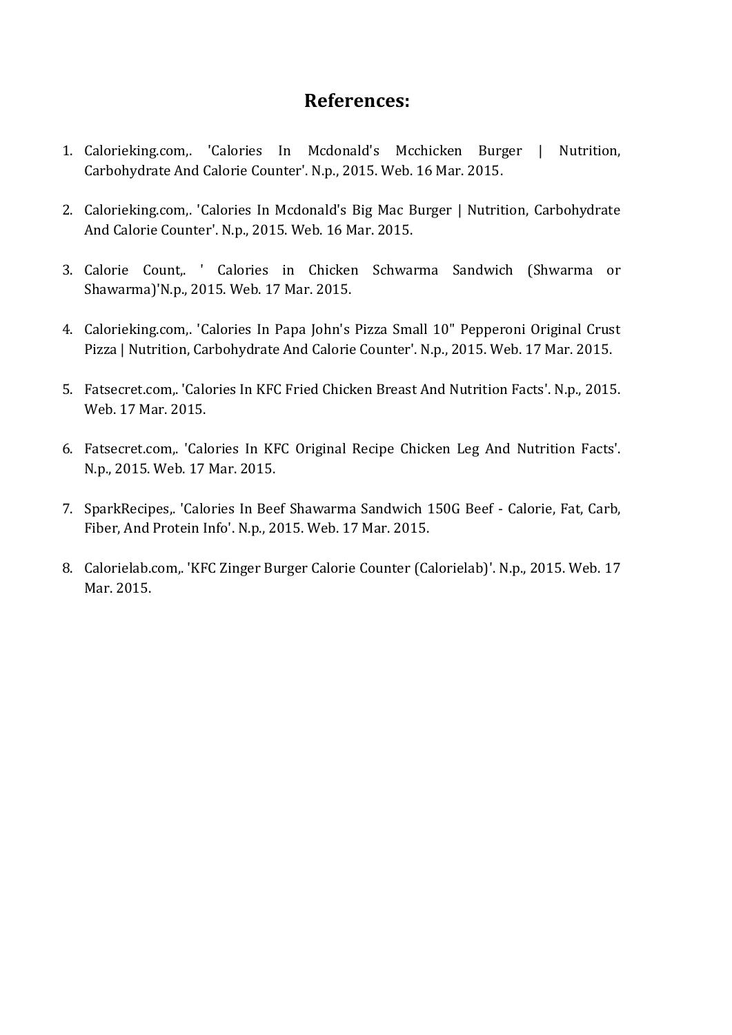## References:

1. Calorieking.com,. 'Calories In Mcdonald's Mcchicken Burger | Nutrition, Carbohydrate And Calorie Counter'. N.p., 2015. Web. 16 Mar. 2015.

2. Calorieking.com,. 'Calories In Mcdonald's Big Mac Burger | Nutrition, Carbohydrate And Calorie Counter'. N.p., 2015. Web. 16 Mar. 2015.

3. Calorie Count,. ' Calories in Chicken Schwarma Sandwich (Shwarma or Shawarma)'N.p., 2015. Web. 17 Mar. 2015.

4. Calorieking.com,. 'Calories In Papa John's Pizza Small 10" Pepperoni Original Crust Pizza | Nutrition, Carbohydrate And Calorie Counter'. N.p., 2015. Web. 17 Mar. 2015.

5. Fatsecret.com,. 'Calories In KFC Fried Chicken Breast And Nutrition Facts'. N.p., 2015. Web. 17 Mar. 2015.

6. Fatsecret.com,. 'Calories In KFC Original Recipe Chicken Leg And Nutrition Facts'. N.p., 2015. Web. 17 Mar. 2015.

7. SparkRecipes,. 'Calories In Beef Shawarma Sandwich 150G Beef - Calorie, Fat, Carb, Fiber, And Protein Info'. N.p., 2015. Web. 17 Mar. 2015.

8. Calorielab.com,. 'KFC Zinger Burger Calorie Counter (Calorielab)'. N.p., 2015. Web. 17 Mar. 2015.